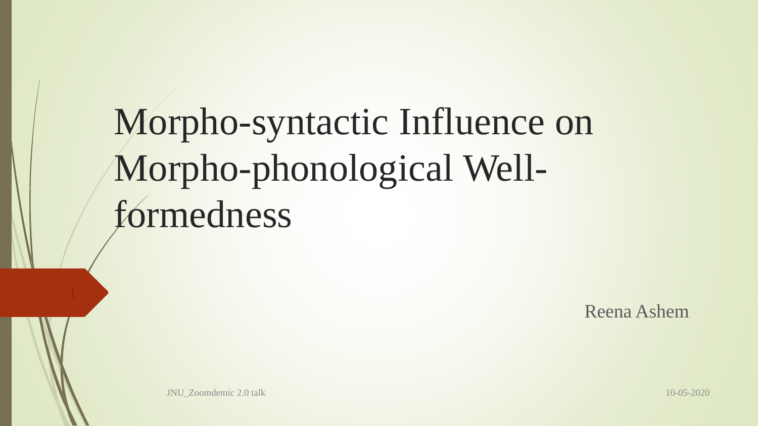# Morpho-syntactic Influence on Morpho-phonological Well-formedness

Reena Ashem

JNU_Zoomdemic 2.0 talk

10-05-2020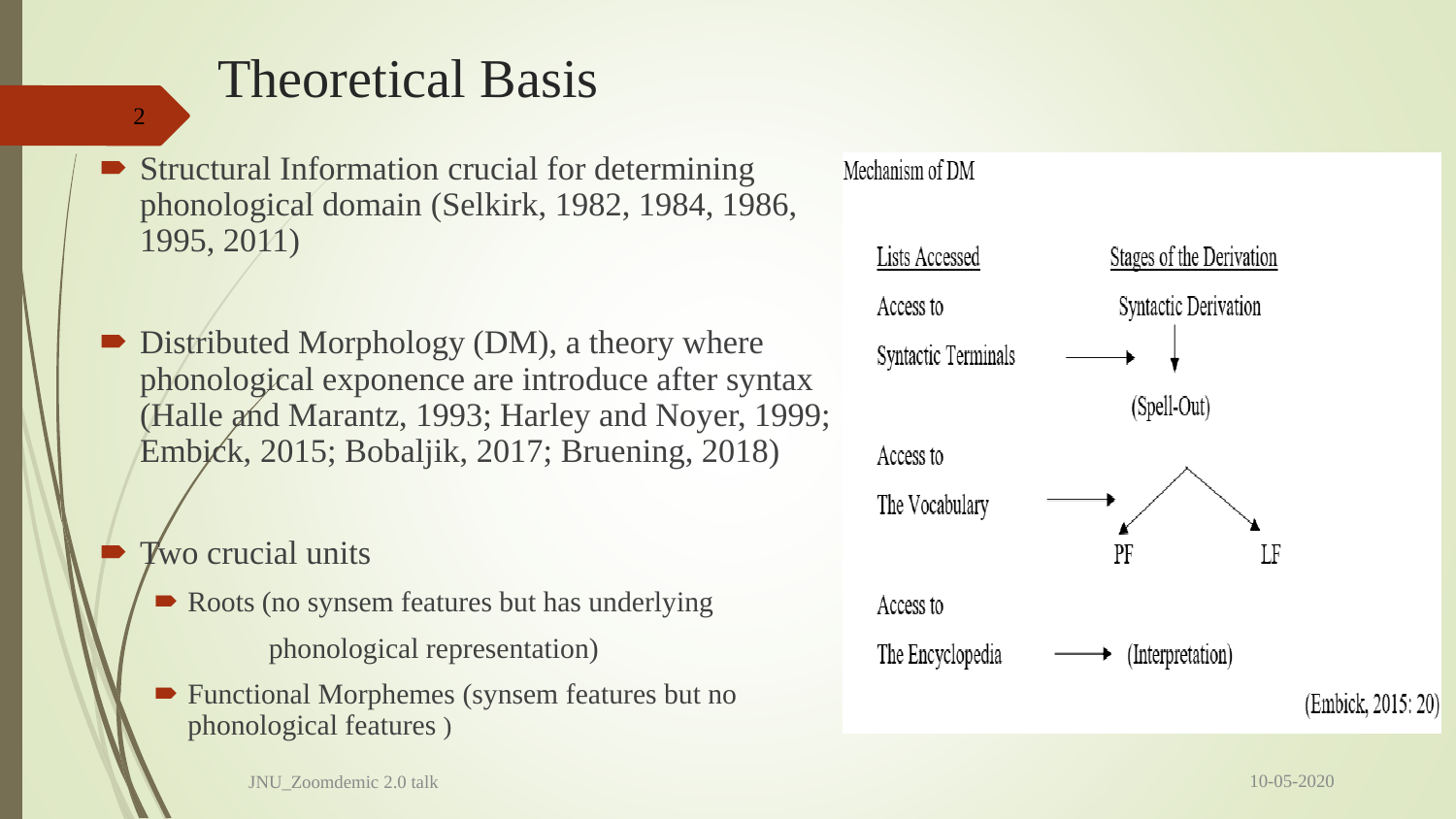# Theoretical Basis

- Structural Information crucial for determining phonological domain (Selkirk, 1982, 1984, 1986, 1995, 2011)

- Distributed Morphology (DM), a theory where phonological exponence are introduce after syntax (Halle and Marantz, 1993; Harley and Noyer, 1999; Embick, 2015; Bobaljik, 2017; Bruening, 2018)

- Two crucial units
  - Roots (no synsem features but has underlying phonological representation)
  - Functional Morphemes (synsem features but no phonological features )

Mechanism of DM

| Lists Accessed | Stages of the Derivation |
| --- | --- |
| Access to Syntactic Terminals → | Syntactic Derivation ↓ (Spell-Out) |
| Access to The Vocabulary → | PF / LF |
| Access to The Encyclopedia → | (Interpretation) |

(Embick, 2015: 20)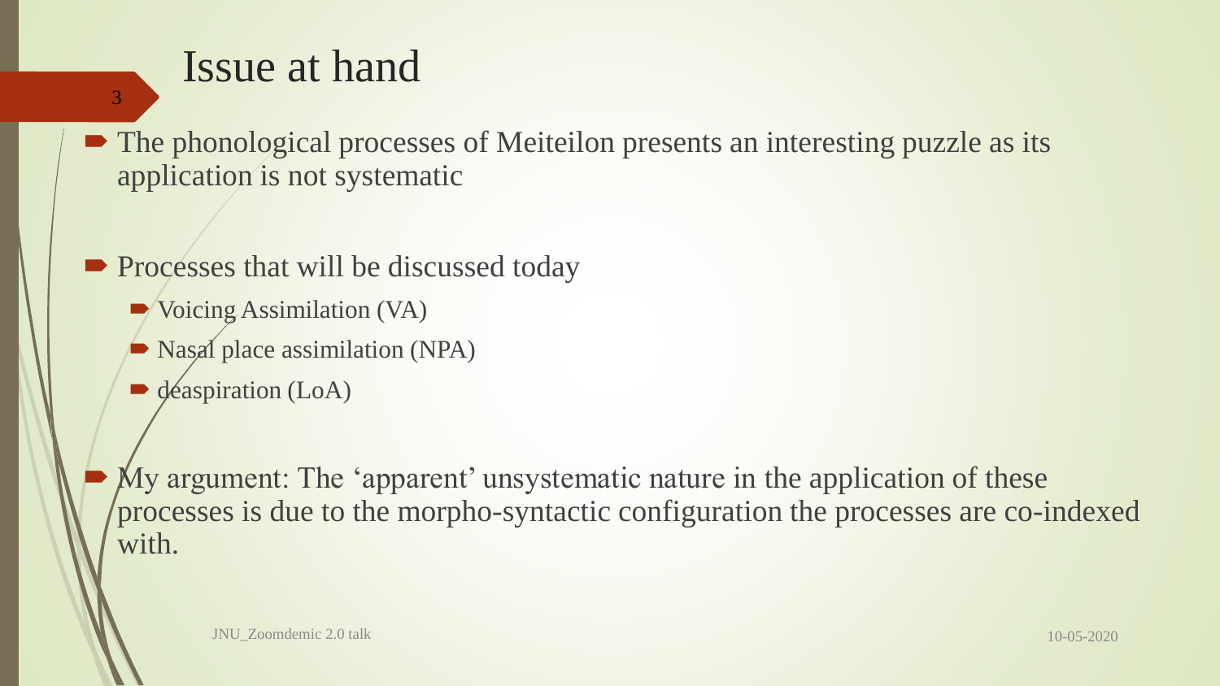# Issue at hand

- The phonological processes of Meiteilon presents an interesting puzzle as its application is not systematic

- Processes that will be discussed today
  - Voicing Assimilation (VA)
  - Nasal place assimilation (NPA)
  - deaspiration (LoA)

- My argument: The 'apparent' unsystematic nature in the application of these processes is due to the morpho-syntactic configuration the processes are co-indexed with.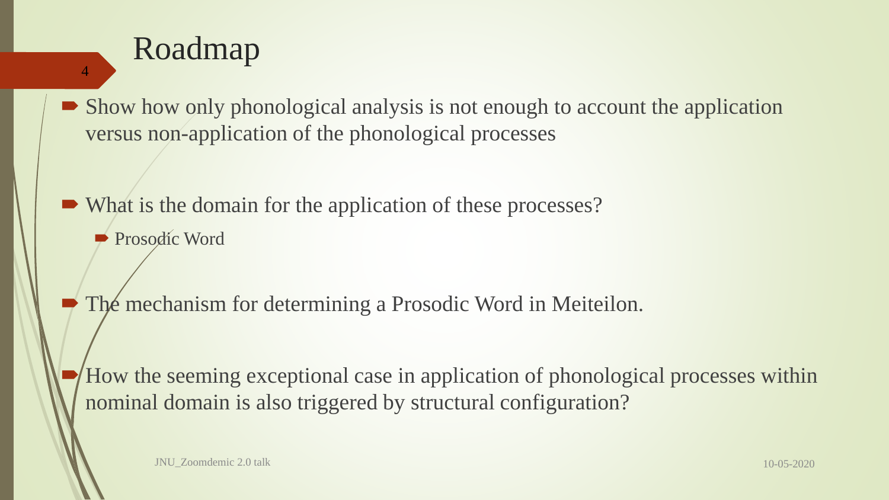# Roadmap

- Show how only phonological analysis is not enough to account the application versus non-application of the phonological processes

- What is the domain for the application of these processes?
  - Prosodic Word

- The mechanism for determining a Prosodic Word in Meiteilon.

- How the seeming exceptional case in application of phonological processes within nominal domain is also triggered by structural configuration?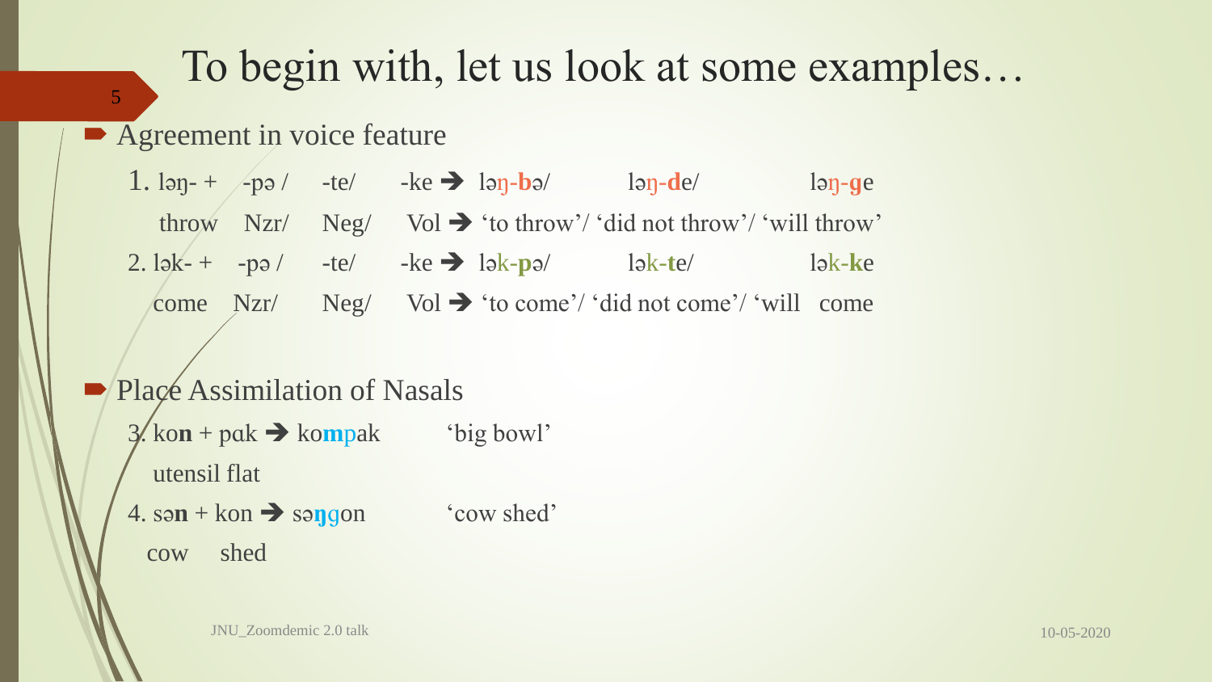# To begin with, let us look at some examples…

- Agreement in voice feature

1. ləŋ- + -pə / -te/ -ke ➔ ləŋ-**b**ə/ ləŋ-**d**e/ ləŋ-**g**e
   throw Nzr/ Neg/ Vol ➔ 'to throw'/ 'did not throw'/ 'will throw'
2. lək- + -pə / -te/ -ke ➔ lək-**p**ə/ lək-**t**e/ lək-**k**e
   come Nzr/ Neg/ Vol ➔ 'to come'/ 'did not come'/ 'will come

- Place Assimilation of Nasals

3. ko**n** + pɑk ➔ ko**m**pak 'big bowl'
   utensil flat
4. sə**n** + kon ➔ sə**ŋ**gon 'cow shed'
   cow shed

JNU_Zoomdemic 2.0 talk

10-05-2020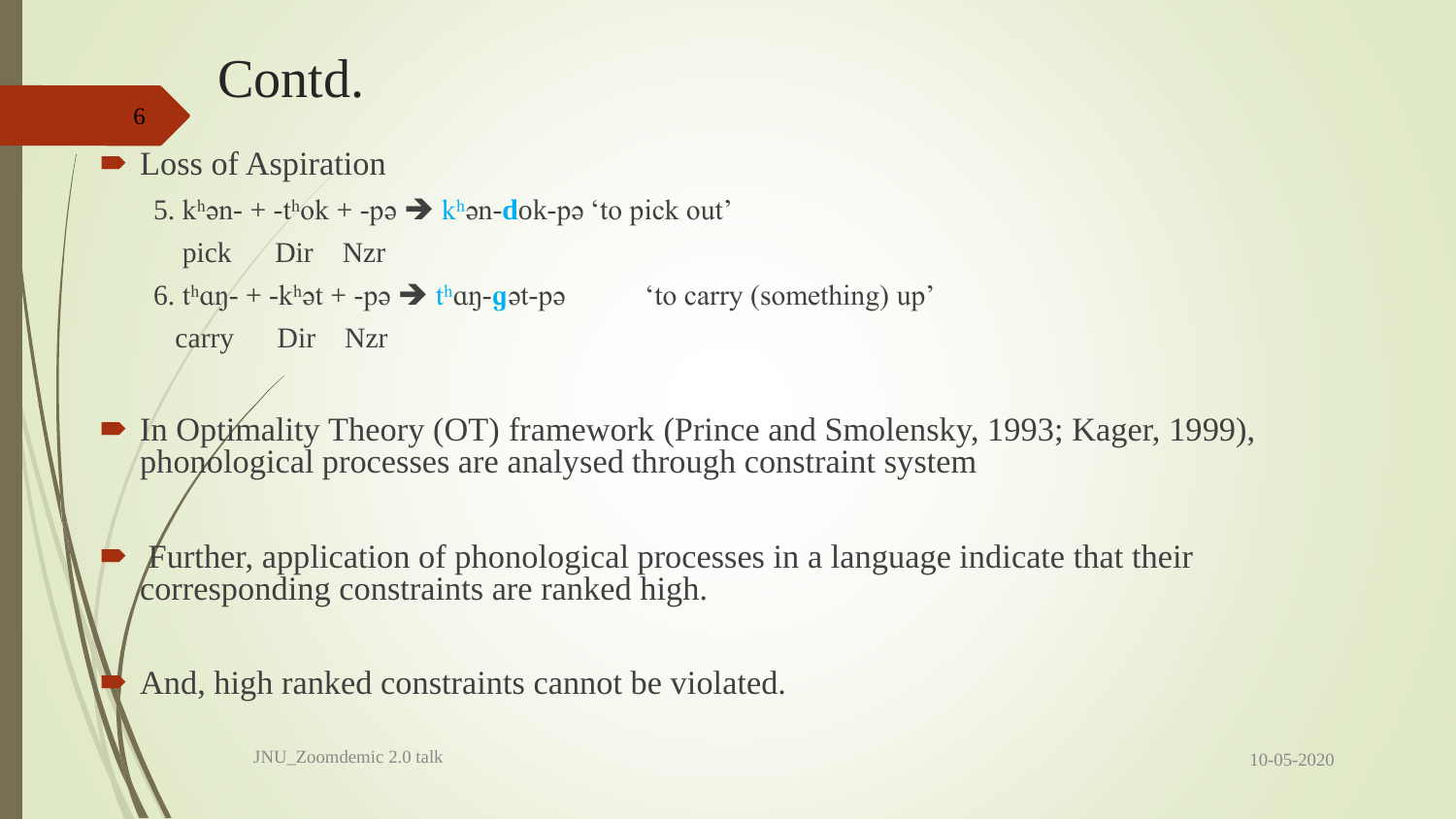# Contd.

- Loss of Aspiration

  5. kʰən- + -tʰok + -pə ➔ kʰən-**d**ok-pə 'to pick out'
     pick   Dir   Nzr
  6. tʰɑŋ- + -kʰət + -pə ➔ tʰɑŋ-**g**ət-pə   'to carry (something) up'
     carry   Dir   Nzr

- In Optimality Theory (OT) framework (Prince and Smolensky, 1993; Kager, 1999), phonological processes are analysed through constraint system

- Further, application of phonological processes in a language indicate that their corresponding constraints are ranked high.

- And, high ranked constraints cannot be violated.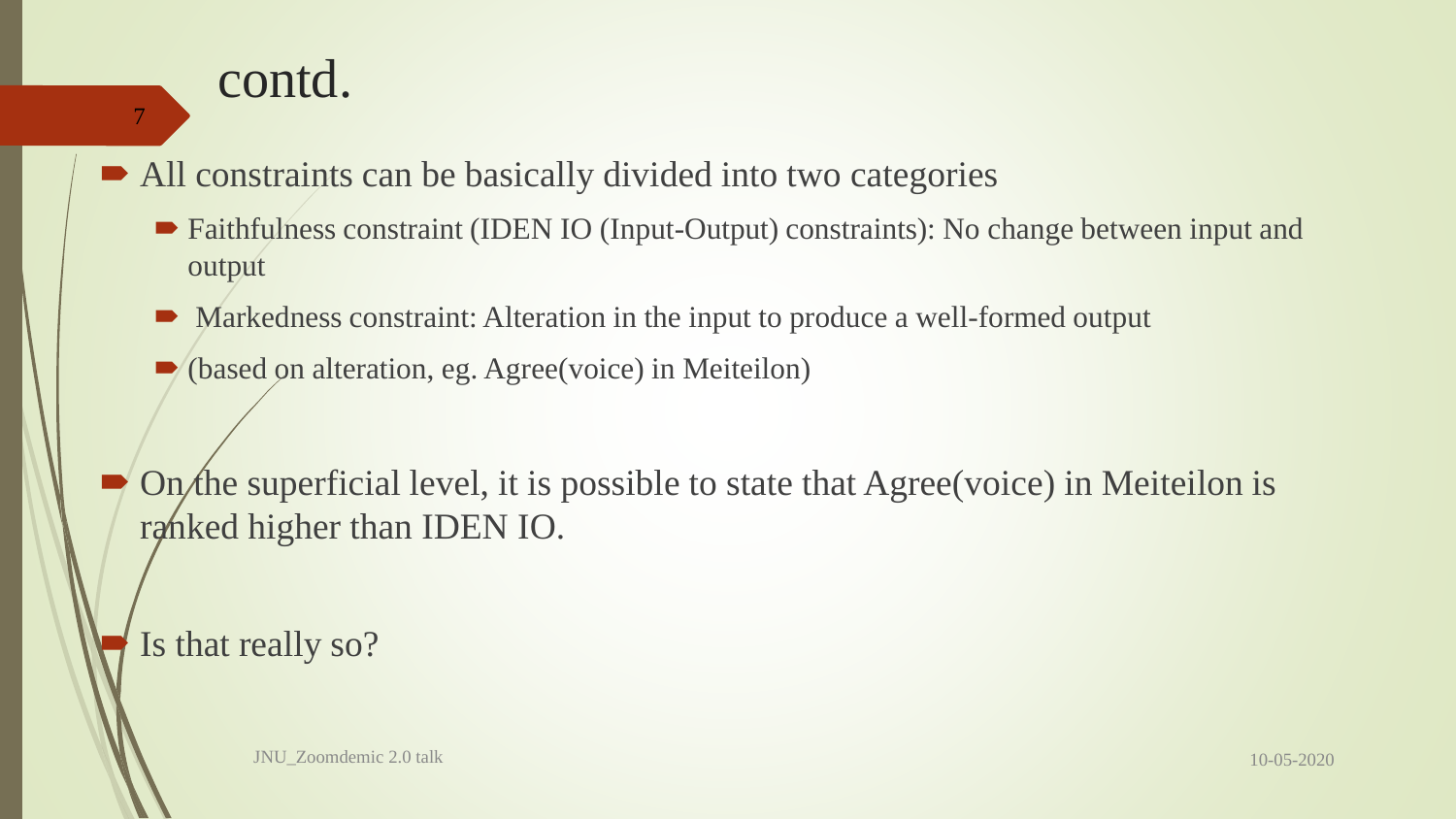# contd.

- All constraints can be basically divided into two categories
  - Faithfulness constraint (IDEN IO (Input-Output) constraints): No change between input and output
  - Markedness constraint: Alteration in the input to produce a well-formed output
  - (based on alteration, eg. Agree(voice) in Meiteilon)

- On the superficial level, it is possible to state that Agree(voice) in Meiteilon is ranked higher than IDEN IO.

- Is that really so?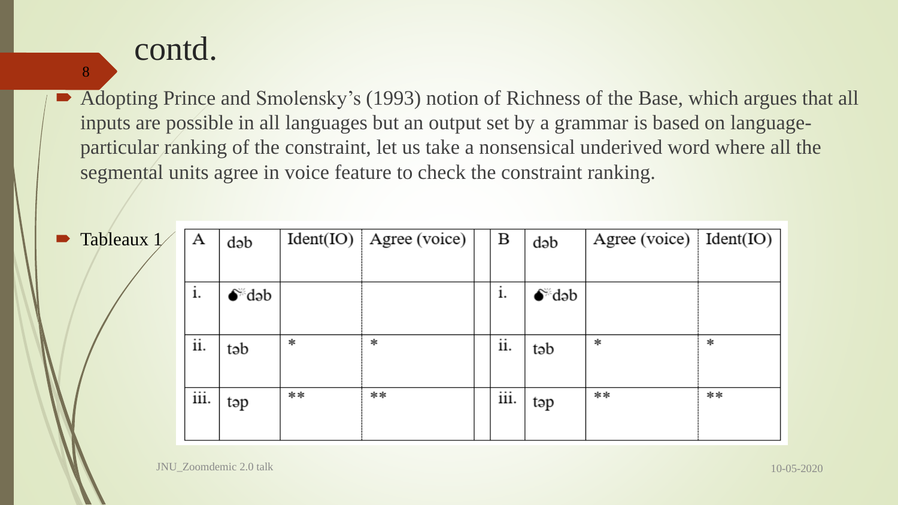# contd.

- Adopting Prince and Smolensky's (1993) notion of Richness of the Base, which argues that all inputs are possible in all languages but an output set by a grammar is based on language-particular ranking of the constraint, let us take a nonsensical underived word where all the segmental units agree in voice feature to check the constraint ranking.

- Tableaux 1

| A | dəb | Ident(IO) | Agree (voice) | | B | dəb | Agree (voice) | Ident(IO) |
|---|---|---|---|---|---|---|---|---|
| i. | 💣dəb | | | | i. | 💣dəb | | |
| ii. | təb | * | * | | ii. | təb | * | * |
| iii. | təp | ** | ** | | iii. | təp | ** | ** |

JNU_Zoomdemic 2.0 talk

10-05-2020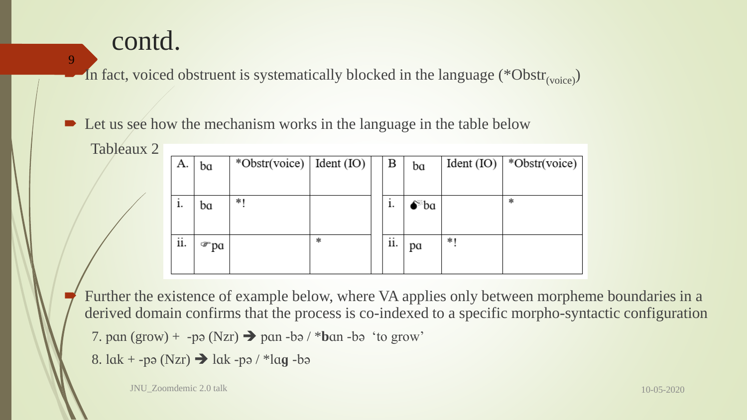# contd.

- In fact, voiced obstruent is systematically blocked in the language (*Obstr$_{(voice)}$)
- Let us see how the mechanism works in the language in the table below

Tableaux 2

| A. | bɑ | *Obstr(voice) | Ident (IO) |
|---|---|---|---|
| i. | bɑ | *! | |
| ii. | ☞pɑ | | * |

| B | bɑ | Ident (IO) | *Obstr(voice) |
|---|---|---|---|
| i. | 💣bɑ | | * |
| ii. | pɑ | *! | |

- Further the existence of example below, where VA applies only between morpheme boundaries in a derived domain confirms that the process is co-indexed to a specific morpho-syntactic configuration

7. pɑn (grow) + -pə (Nzr) ➔ pɑn -bə / ***b**ɑn -bə 'to grow'

8. lɑk + -pə (Nzr) ➔ lɑk -pə / *lɑ**g** -bə

JNU_Zoomdemic 2.0 talk

10-05-2020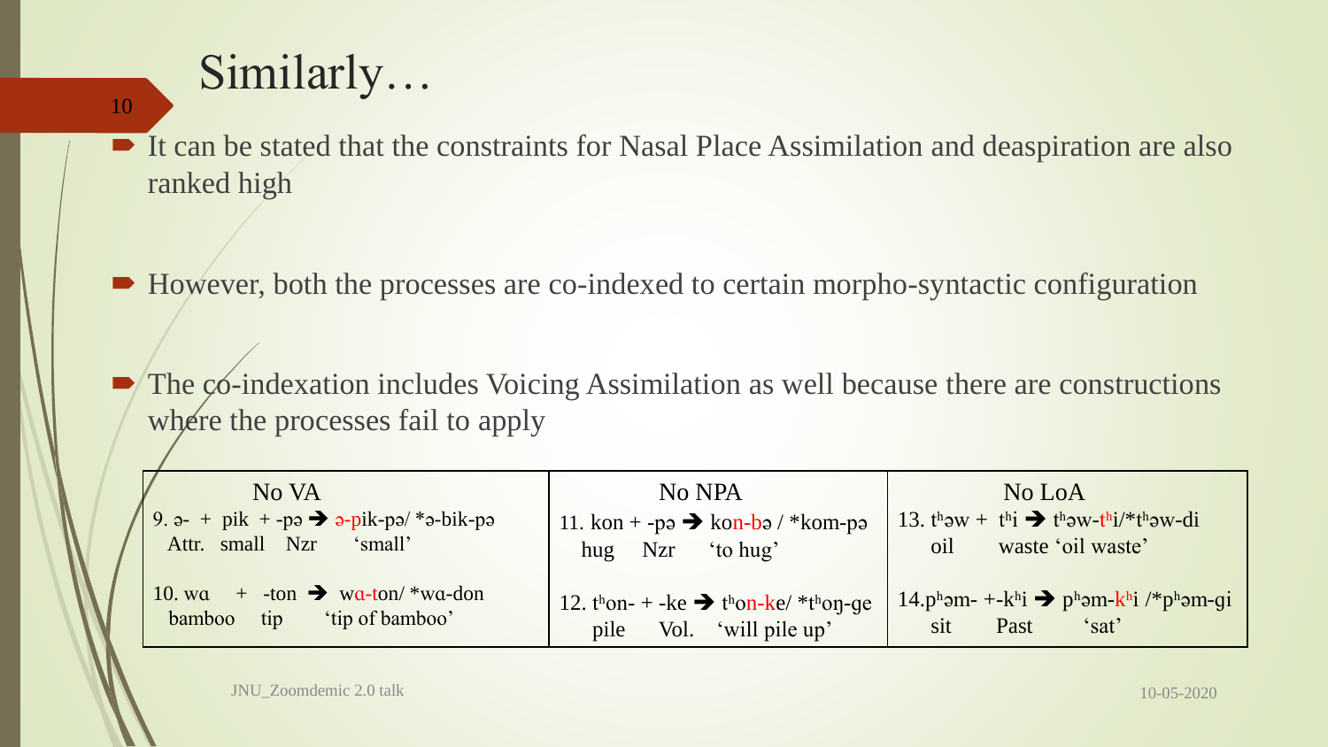# Similarly…

- It can be stated that the constraints for Nasal Place Assimilation and deaspiration are also ranked high

- However, both the processes are co-indexed to certain morpho-syntactic configuration

- The co-indexation includes Voicing Assimilation as well because there are constructions where the processes fail to apply

| No VA | No NPA | No LoA |
|---|---|---|
| 9. ə- + pik + -pə ➔ ə-pik-pə/ *ə-bik-pə<br>Attr. small Nzr 'small' | 11. kon + -pə ➔ kon-bə / *kom-pə<br>hug Nzr 'to hug' | 13. tʰəw + tʰi ➔ tʰəw-tʰi/*tʰəw-di<br>oil waste 'oil waste' |
| 10. wɑ + -ton ➔ wɑ-ton/ *wɑ-don<br>bamboo tip 'tip of bamboo' | 12. tʰon- + -ke ➔ tʰon-ke/ *tʰoŋ-ge<br>pile Vol. 'will pile up' | 14.pʰəm- +-kʰi ➔ pʰəm-kʰi /*pʰəm-gi<br>sit Past 'sat' |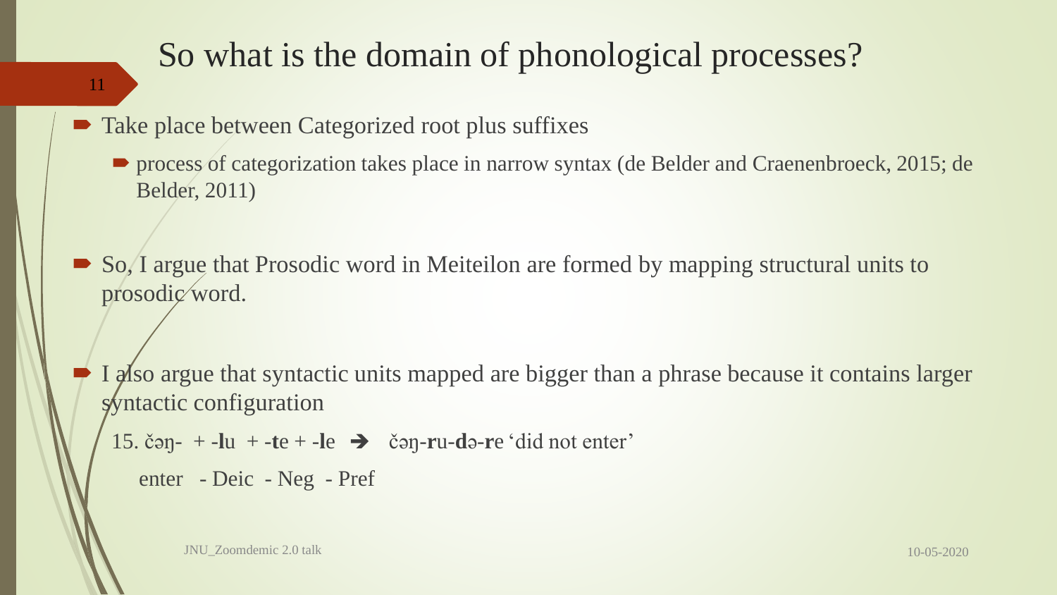# So what is the domain of phonological processes?

- Take place between Categorized root plus suffixes
  - process of categorization takes place in narrow syntax (de Belder and Craenenbroeck, 2015; de Belder, 2011)

- So, I argue that Prosodic word in Meiteilon are formed by mapping structural units to prosodic word.

- I also argue that syntactic units mapped are bigger than a phrase because it contains larger syntactic configuration

15. čəŋ- + -**l**u + -**t**e + -**l**e ➔ čəŋ-**r**u-**d**ə-**r**e 'did not enter'

enter - Deic - Neg - Pref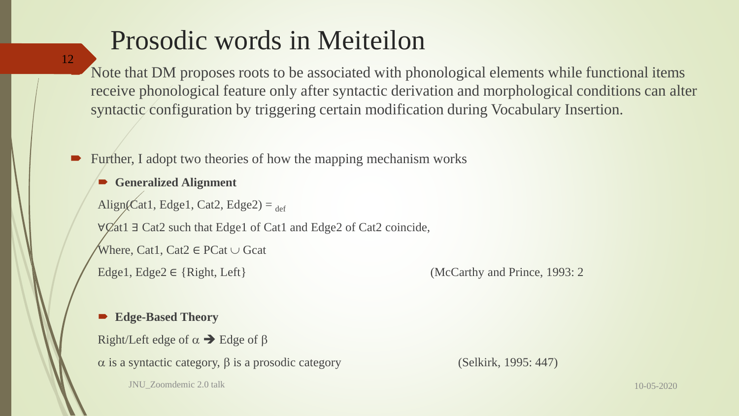# Prosodic words in Meiteilon

Note that DM proposes roots to be associated with phonological elements while functional items receive phonological feature only after syntactic derivation and morphological conditions can alter syntactic configuration by triggering certain modification during Vocabulary Insertion.

- Further, I adopt two theories of how the mapping mechanism works
  - **Generalized Alignment**

Align(Cat1, Edge1, Cat2, Edge2) $=_{def}$

$\forall$Cat1 $\exists$ Cat2 such that Edge1 of Cat1 and Edge2 of Cat2 coincide,

Where, Cat1, Cat2 $\in$ PCat $\cup$ Gcat

Edge1, Edge2 $\in$ {Right, Left} (McCarthy and Prince, 1993: 2

  - **Edge-Based Theory**

Right/Left edge of $\alpha$ ➔ Edge of $\beta$

$\alpha$ is a syntactic category, $\beta$ is a prosodic category (Selkirk, 1995: 447)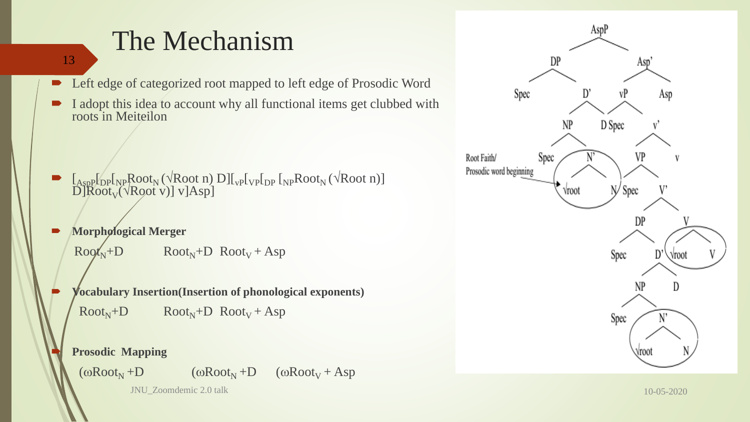# The Mechanism

- Left edge of categorized root mapped to left edge of Prosodic Word
- I adopt this idea to account why all functional items get clubbed with roots in Meiteilon

- $[_{AspP}[_{DP}[_{NP}Root_N (\sqrt{Root}\ n)\ D][_{vP}[_{VP}[_{DP}\ [_{NP}Root_N (\sqrt{Root}\ n)]\ D]Root_V(\sqrt{Root}\ v)]\ v]Asp]$

- **Morphological Merger**

  $Root_N+D$ $Root_N+D$ $Root_V + Asp$

- **Vocabulary Insertion(Insertion of phonological exponents)**

  $Root_N+D$ $Root_N+D$ $Root_V + Asp$

- **Prosodic Mapping**

  $(\omega Root_N +D$ $(\omega Root_N +D$ $(\omega Root_V + Asp$

JNU_Zoomdemic 2.0 talk

10-05-2020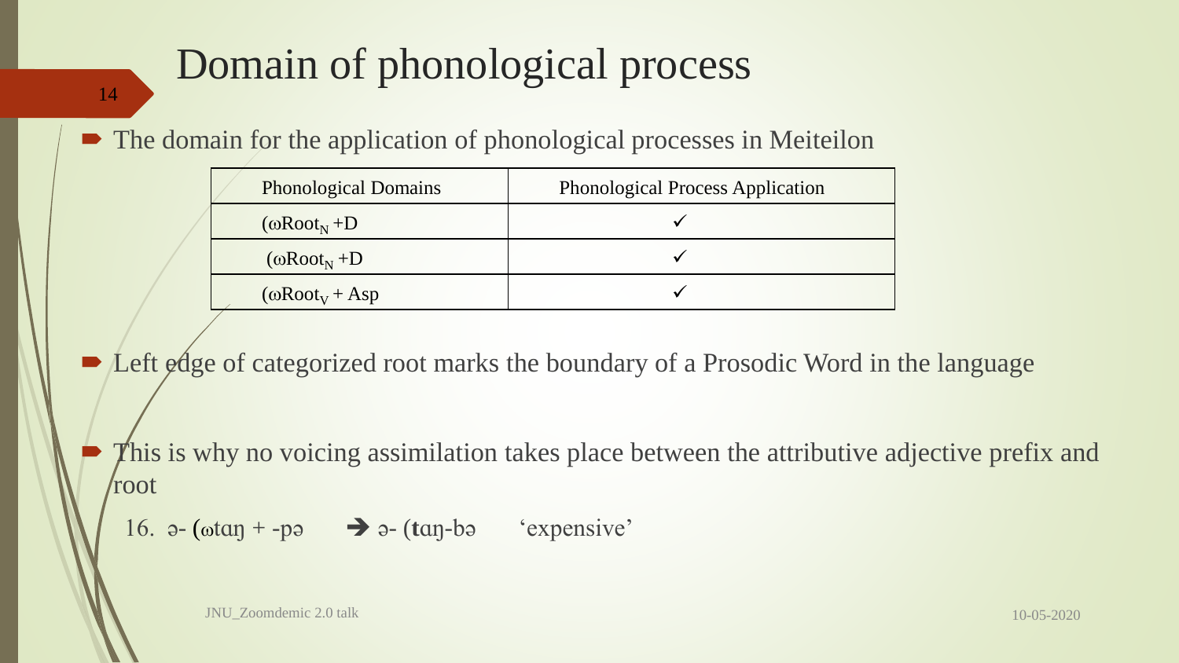# Domain of phonological process

- The domain for the application of phonological processes in Meiteilon

| Phonological Domains | Phonological Process Application |
|---|---|
| (ω$Root_N$ +D | ✓ |
| (ω$Root_N$ +D | ✓ |
| (ω$Root_V$ + Asp | ✓ |

- Left edge of categorized root marks the boundary of a Prosodic Word in the language

- This is why no voicing assimilation takes place between the attributive adjective prefix and root

16. ə- (ωtaŋ + -pə → ə- (**t**aŋ-bə 'expensive'

JNU_Zoomdemic 2.0 talk

10-05-2020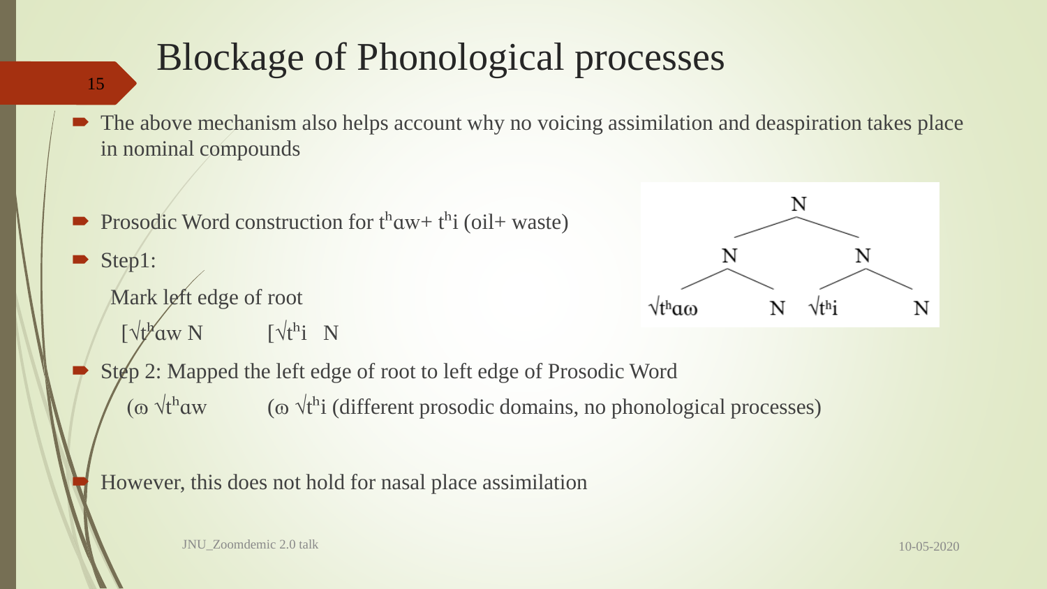# Blockage of Phonological processes

- The above mechanism also helps account why no voicing assimilation and deaspiration takes place in nominal compounds

- Prosodic Word construction for tʰɑw+ tʰi (oil+ waste)
- Step1:

  Mark left edge of root

  [√tʰɑw N  [√tʰi  N

```
              N
           /     \
         N         N
        / \       / \
   √tʰɑω   N   √tʰi   N
```

- Step 2: Mapped the left edge of root to left edge of Prosodic Word

  (ω √tʰɑw  (ω √tʰi (different prosodic domains, no phonological processes)

- However, this does not hold for nasal place assimilation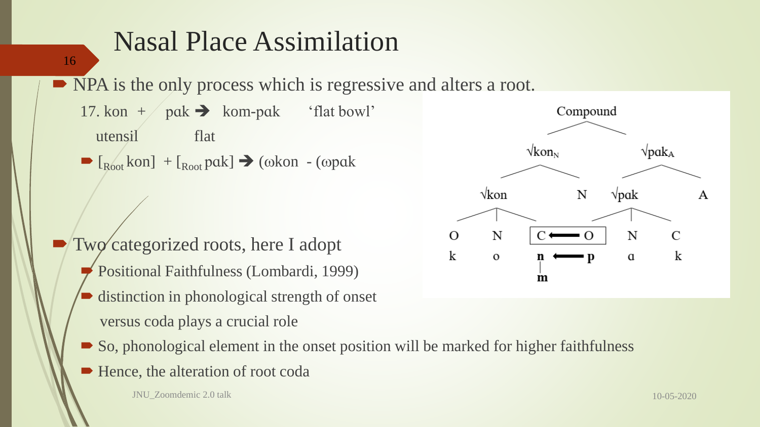# Nasal Place Assimilation

- NPA is the only process which is regressive and alters a root.

  17. kon + pɑk ➔ kom-pɑk 'flat bowl'

  utensil flat

  - [$_{Root}$ kon] + [$_{Root}$ pɑk] ➔ (ωkon - (ωpɑk

- Two categorized roots, here I adopt
  - Positional Faithfulness (Lombardi, 1999)
  - distinction in phonological strength of onset versus coda plays a crucial role
  - So, phonological element in the onset position will be marked for higher faithfulness
  - Hence, the alteration of root coda

```
                    Compound
          √kon_N                  √pak_A
     √kon        N          √pak         A
  O    N    [C <---- O]    N    C
  k    o     n <---- p     ɑ    k
             |
             m
```

JNU_Zoomdemic 2.0 talk

10-05-2020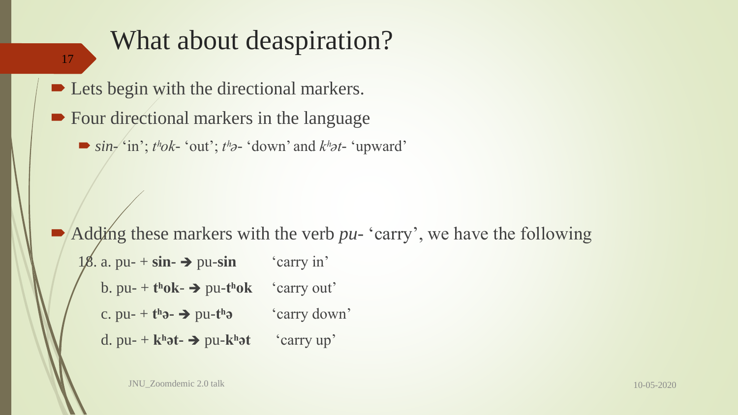# What about deaspiration?

- Lets begin with the directional markers.
- Four directional markers in the language
  - *sin-* 'in'; *tʰok-* 'out'; *tʰə-* 'down' and *kʰət-* 'upward'

- Adding these markers with the verb *pu-* 'carry', we have the following

18. a. pu- + **sin-** ➔ pu-**sin** 'carry in'

    b. pu- + **tʰok-** ➔ pu-**tʰok** 'carry out'

    c. pu- + **tʰə-** ➔ pu-**tʰə** 'carry down'

    d. pu- + **kʰət-** ➔ pu-**kʰət** 'carry up'

JNU_Zoomdemic 2.0 talk

10-05-2020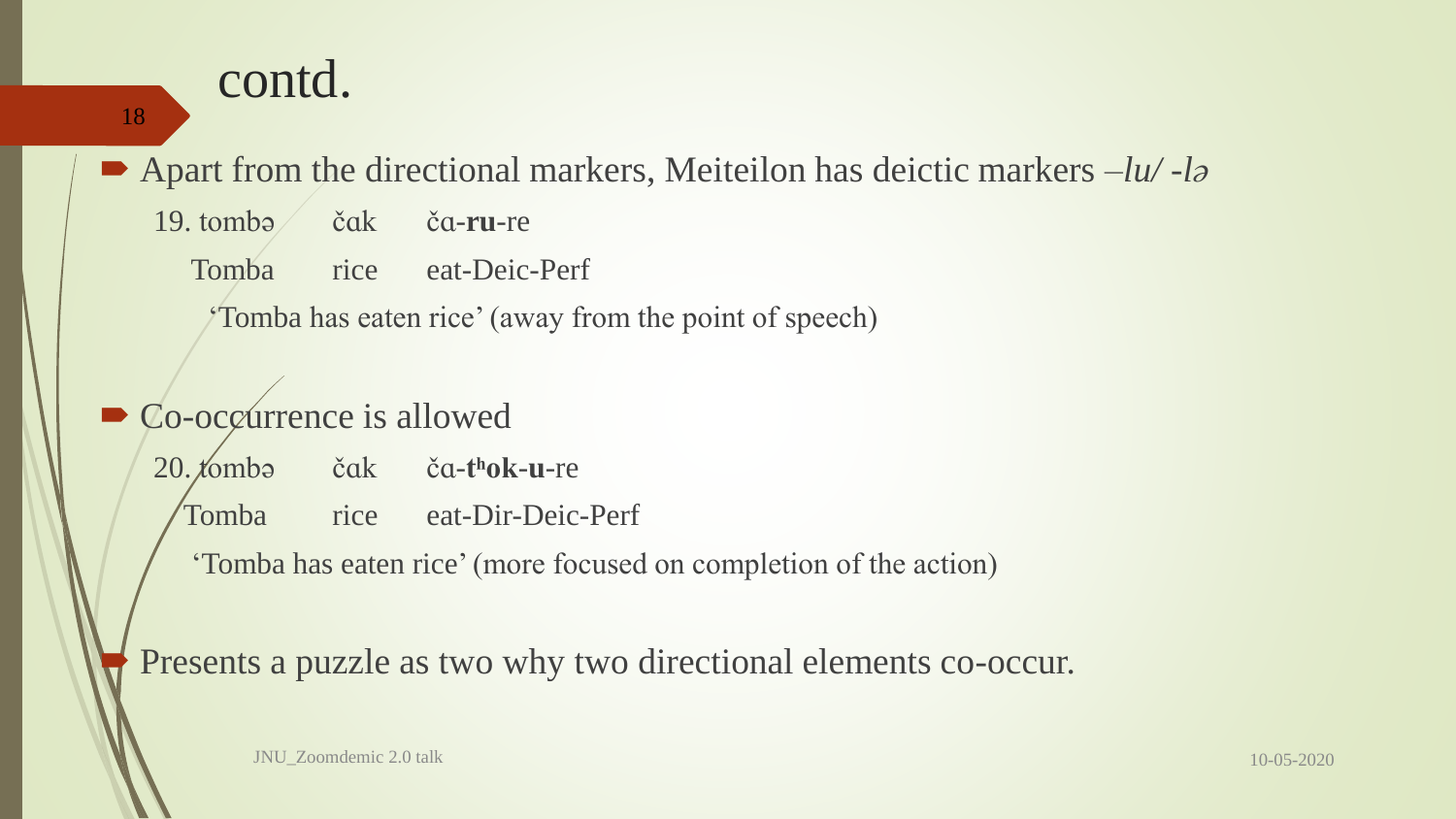# contd.

- Apart from the directional markers, Meiteilon has deictic markers *–lu/ -lə*

19. tombə  čɑk  čɑ-**ru**-re
    Tomba  rice  eat-Deic-Perf
    'Tomba has eaten rice' (away from the point of speech)

- Co-occurrence is allowed

20. tombə  čɑk  čɑ-**tʰok**-**u**-re
    Tomba  rice  eat-Dir-Deic-Perf
    'Tomba has eaten rice' (more focused on completion of the action)

- Presents a puzzle as two why two directional elements co-occur.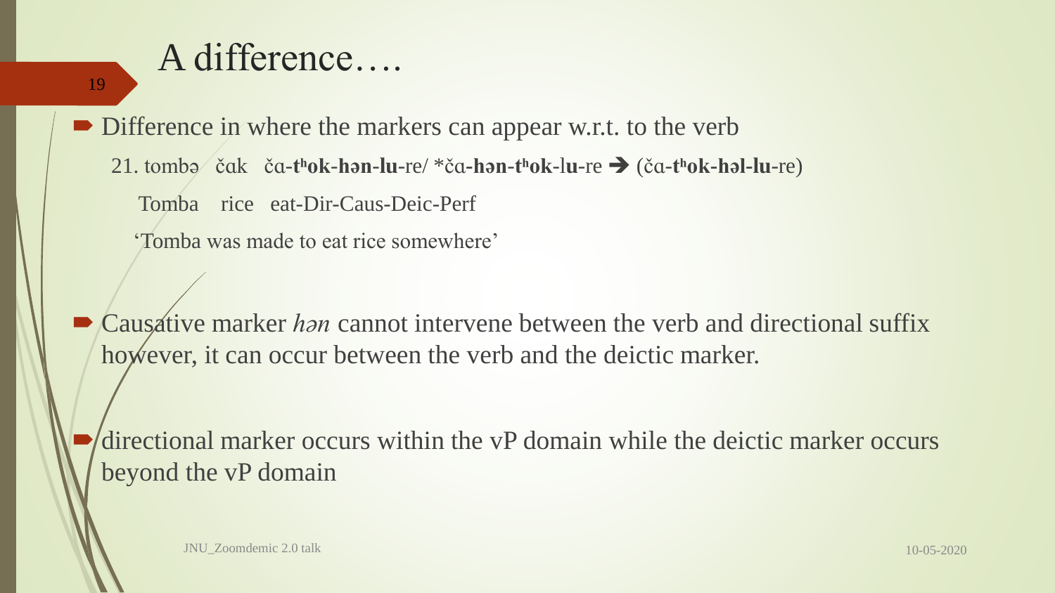# A difference….

- Difference in where the markers can appear w.r.t. to the verb

  21. tombə čɑk čɑ-**tʰok**-**hən**-**lu**-re/ *čɑ-**hən**-**tʰok**-l**u**-re ➔ (čɑ-**tʰok**-**həl**-**lu**-re)

  Tomba rice eat-Dir-Caus-Deic-Perf

  'Tomba was made to eat rice somewhere'

- Causative marker *hən* cannot intervene between the verb and directional suffix however, it can occur between the verb and the deictic marker.

- directional marker occurs within the vP domain while the deictic marker occurs beyond the vP domain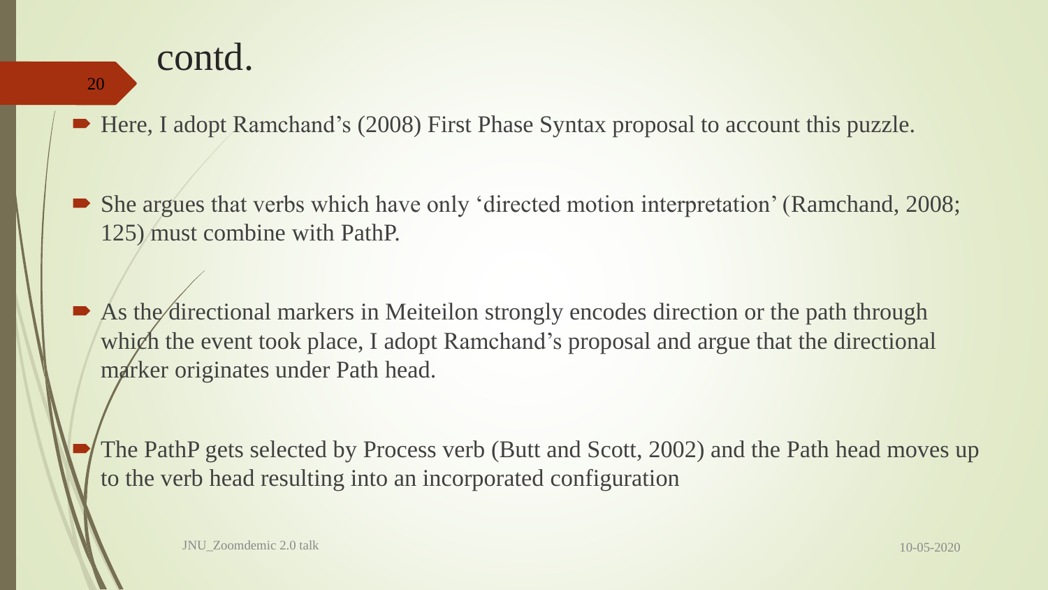# contd.

- Here, I adopt Ramchand's (2008) First Phase Syntax proposal to account this puzzle.

- She argues that verbs which have only 'directed motion interpretation' (Ramchand, 2008; 125) must combine with PathP.

- As the directional markers in Meiteilon strongly encodes direction or the path through which the event took place, I adopt Ramchand's proposal and argue that the directional marker originates under Path head.

- The PathP gets selected by Process verb (Butt and Scott, 2002) and the Path head moves up to the verb head resulting into an incorporated configuration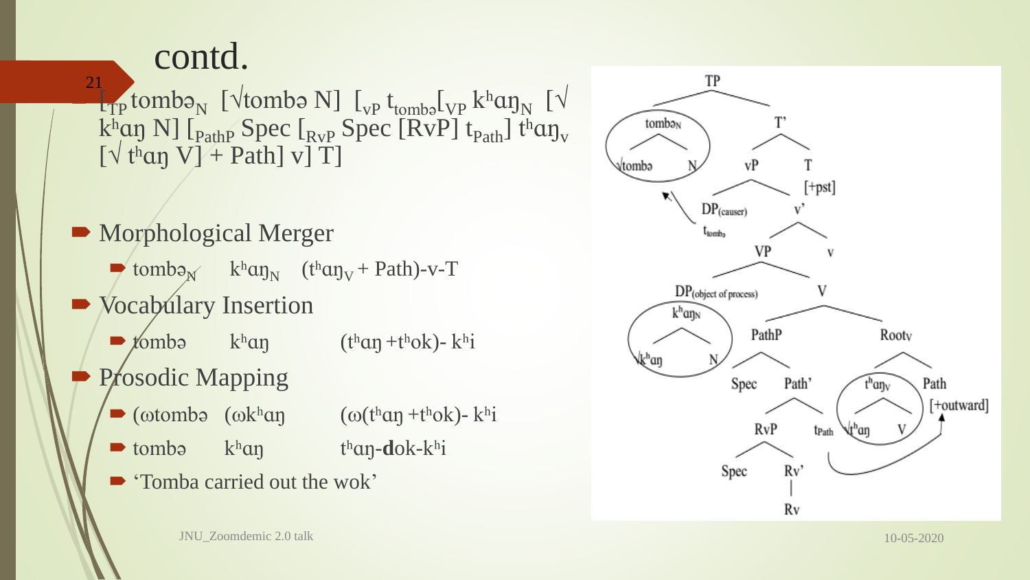# contd.

$[_{TP}$ tombə$_N$ [√tombə N] $[_{vP}$ t$_{tombə}$$[_{VP}$ kʰaŋ$_N$ [√ kʰaŋ N] $[_{PathP}$ Spec $[_{RvP}$ Spec [RvP] t$_{Path}$] tʰaŋ$_v$ [√ tʰaŋ V] + Path] v] T]

- Morphological Merger
  - tombə$_N$ kʰaŋ$_N$ (tʰaŋ$_V$ + Path)-v-T
- Vocabulary Insertion
  - tombə kʰaŋ (tʰaŋ +tʰok)- kʰi
- Prosodic Mapping
  - (ωtombə (ωkʰaŋ (ω(tʰaŋ +tʰok)- kʰi
  - tombə kʰaŋ tʰaŋ-**d**ok-kʰi
  - 'Tomba carried out the wok'

JNU_Zoomdemic 2.0 talk

10-05-2020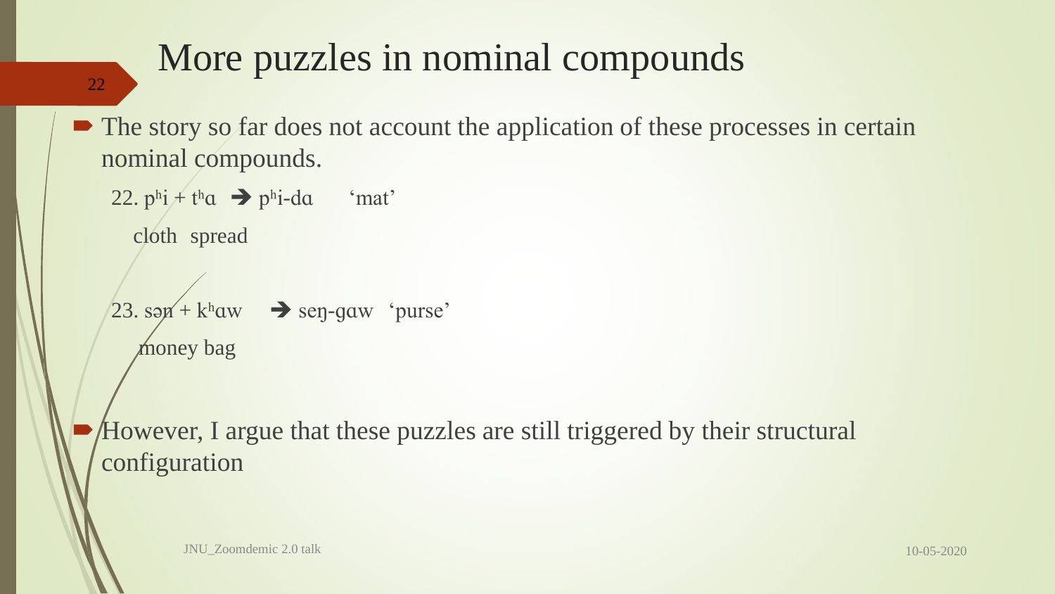# More puzzles in nominal compounds

- The story so far does not account the application of these processes in certain nominal compounds.

22. pʰi + tʰɑ ➔ pʰi-dɑ 'mat'
    cloth spread

23. sən + kʰɑw ➔ seŋ-gɑw 'purse'
    money bag

- However, I argue that these puzzles are still triggered by their structural configuration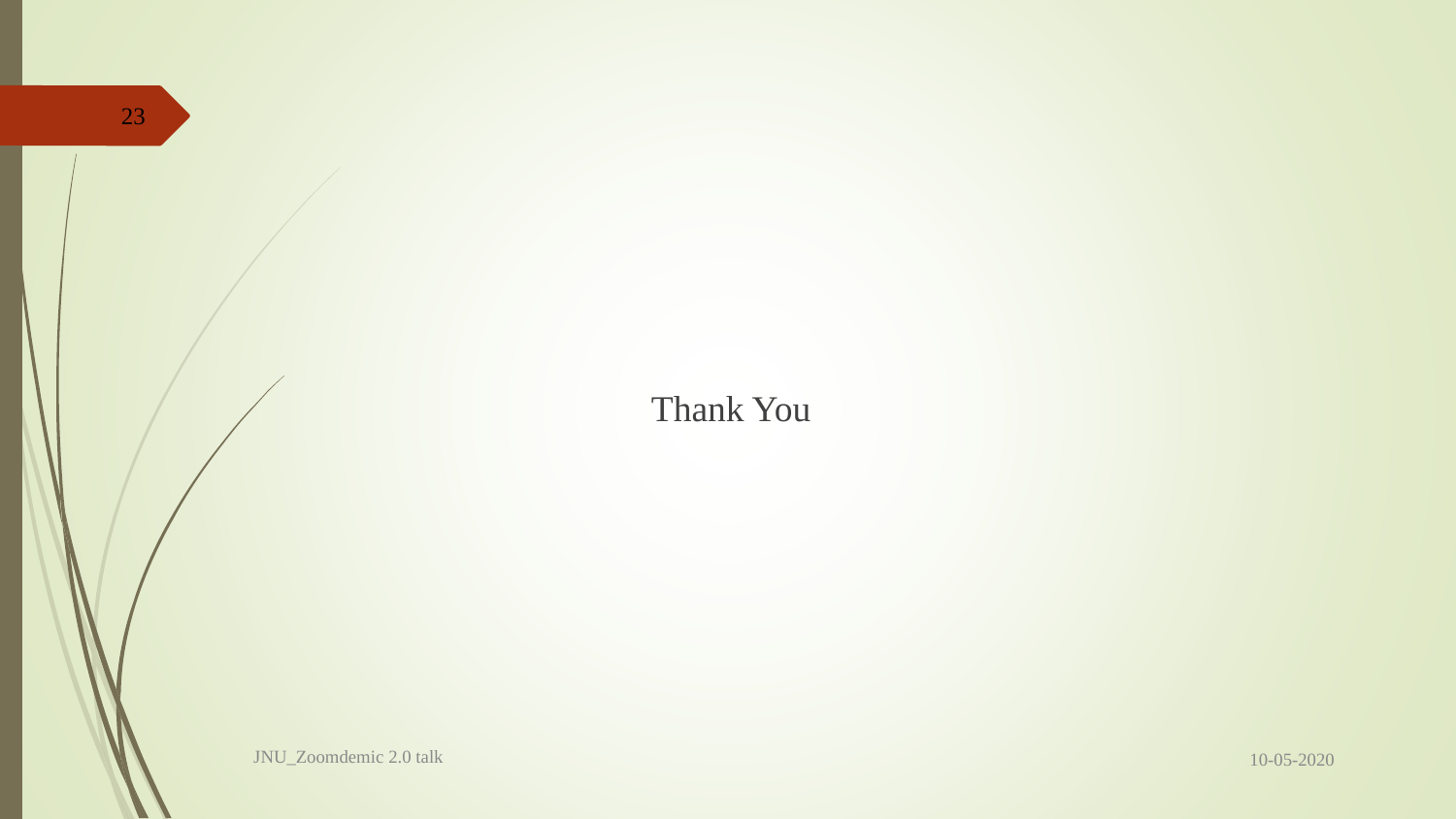Thank You